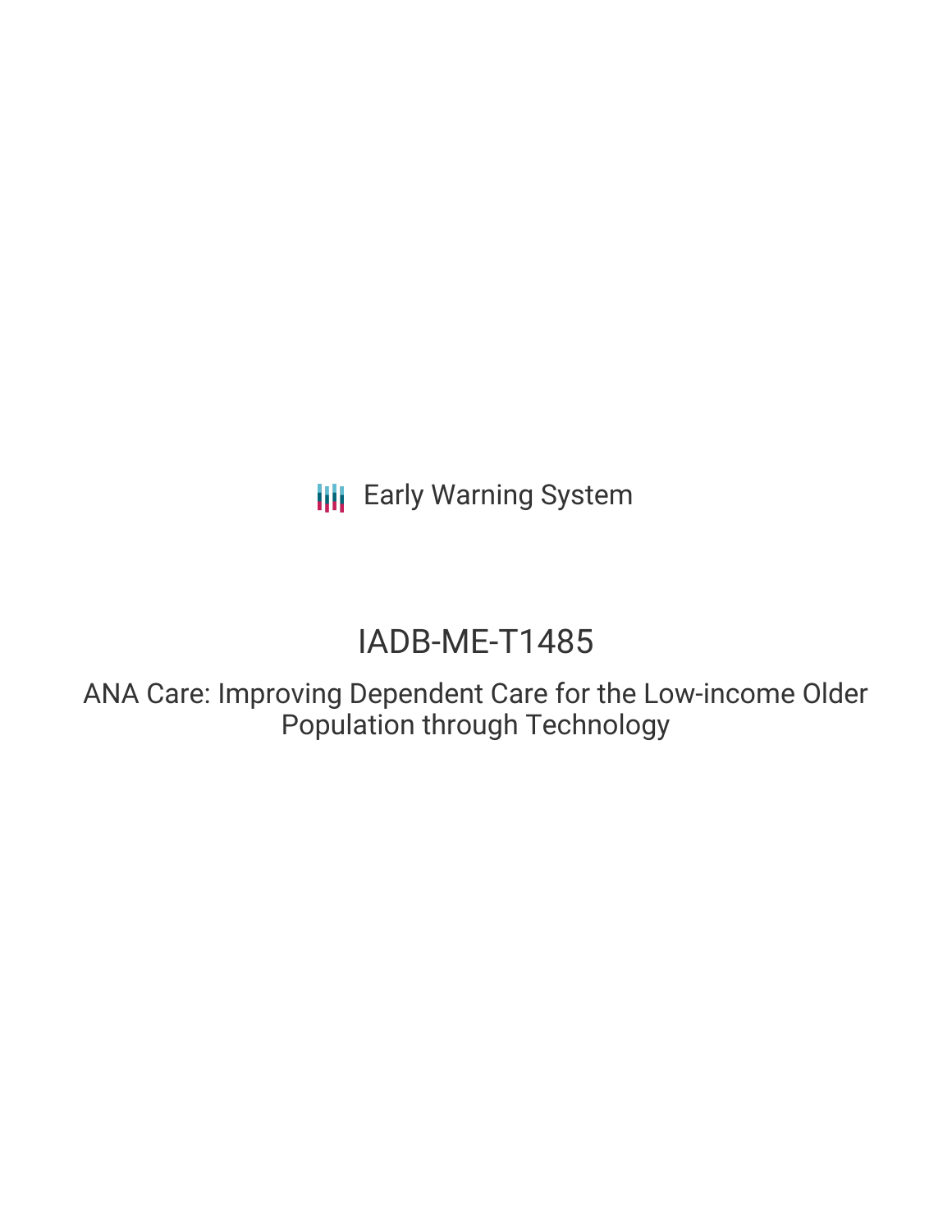Early Warning System

# IADB-ME-T1485

## ANA Care: Improving Dependent Care for the Low-income Older Population through Technology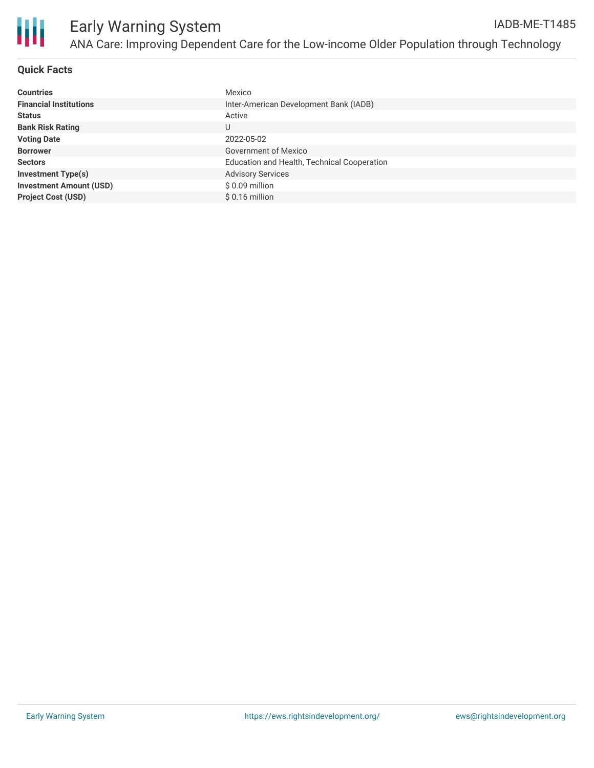# Early Warning System

IADB-ME-T1485

## ANA Care: Improving Dependent Care for the Low-income Older Population through Technology

### Quick Facts

| | |
|---|---|
| **Countries** | Mexico |
| **Financial Institutions** | Inter-American Development Bank (IADB) |
| **Status** | Active |
| **Bank Risk Rating** | U |
| **Voting Date** | 2022-05-02 |
| **Borrower** | Government of Mexico |
| **Sectors** | Education and Health, Technical Cooperation |
| **Investment Type(s)** | Advisory Services |
| **Investment Amount (USD)** | $ 0.09 million |
| **Project Cost (USD)** | $ 0.16 million |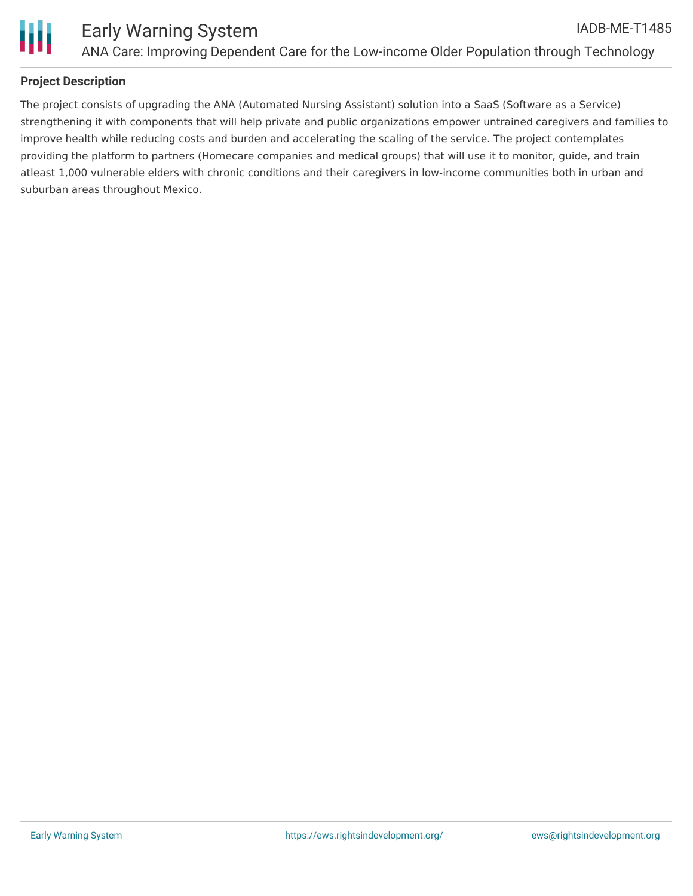## Project Description

The project consists of upgrading the ANA (Automated Nursing Assistant) solution into a SaaS (Software as a Service) strengthening it with components that will help private and public organizations empower untrained caregivers and families to improve health while reducing costs and burden and accelerating the scaling of the service. The project contemplates providing the platform to partners (Homecare companies and medical groups) that will use it to monitor, guide, and train atleast 1,000 vulnerable elders with chronic conditions and their caregivers in low-income communities both in urban and suburban areas throughout Mexico.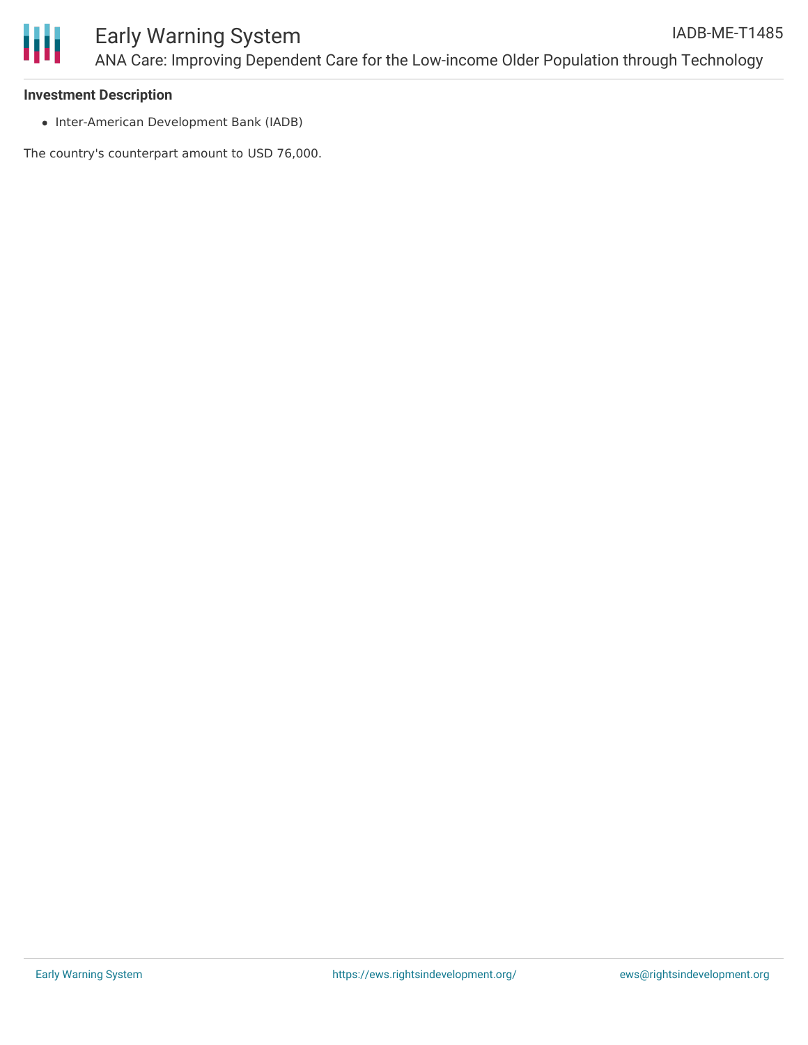**Investment Description**

- Inter-American Development Bank (IADB)

The country's counterpart amount to USD 76,000.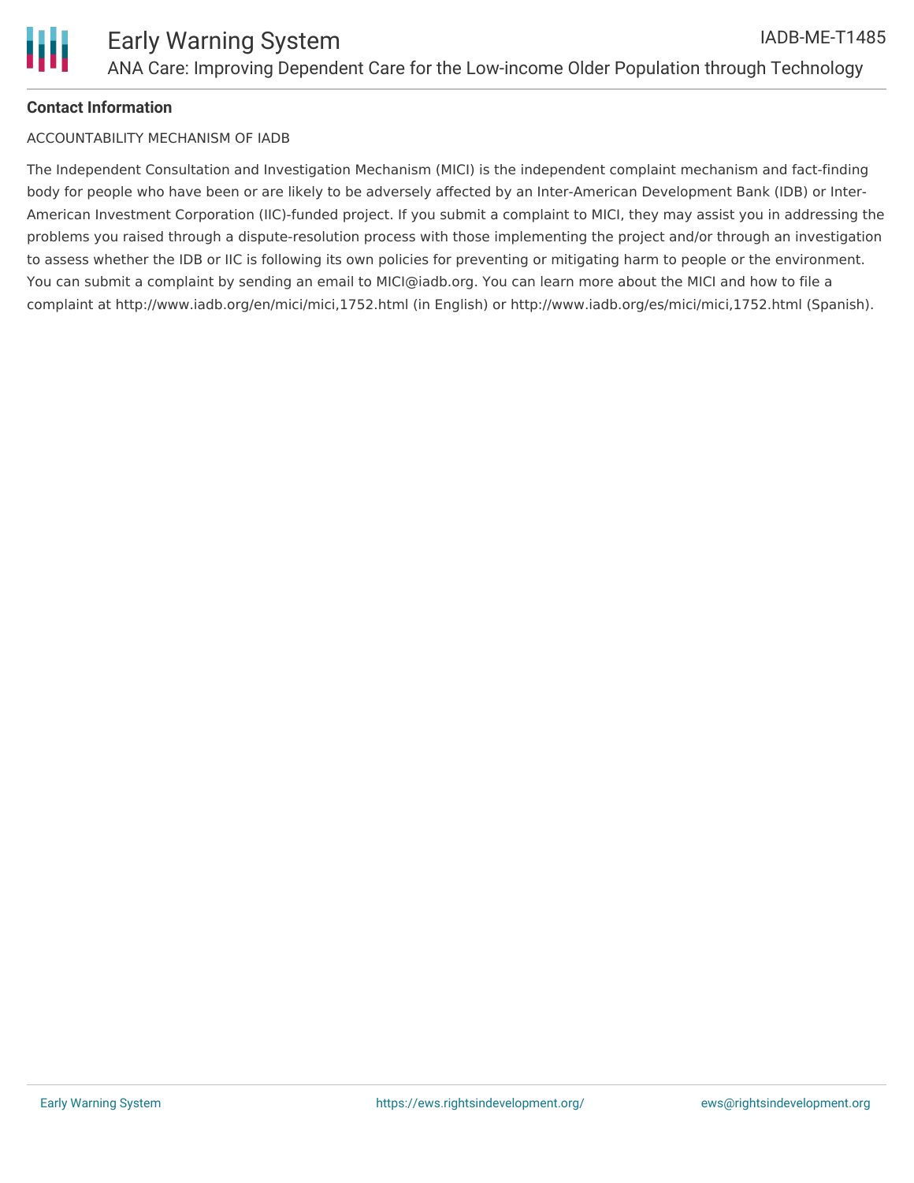**Contact Information**

ACCOUNTABILITY MECHANISM OF IADB

The Independent Consultation and Investigation Mechanism (MICI) is the independent complaint mechanism and fact-finding body for people who have been or are likely to be adversely affected by an Inter-American Development Bank (IDB) or Inter-American Investment Corporation (IIC)-funded project. If you submit a complaint to MICI, they may assist you in addressing the problems you raised through a dispute-resolution process with those implementing the project and/or through an investigation to assess whether the IDB or IIC is following its own policies for preventing or mitigating harm to people or the environment. You can submit a complaint by sending an email to MICI@iadb.org. You can learn more about the MICI and how to file a complaint at http://www.iadb.org/en/mici/mici,1752.html (in English) or http://www.iadb.org/es/mici/mici,1752.html (Spanish).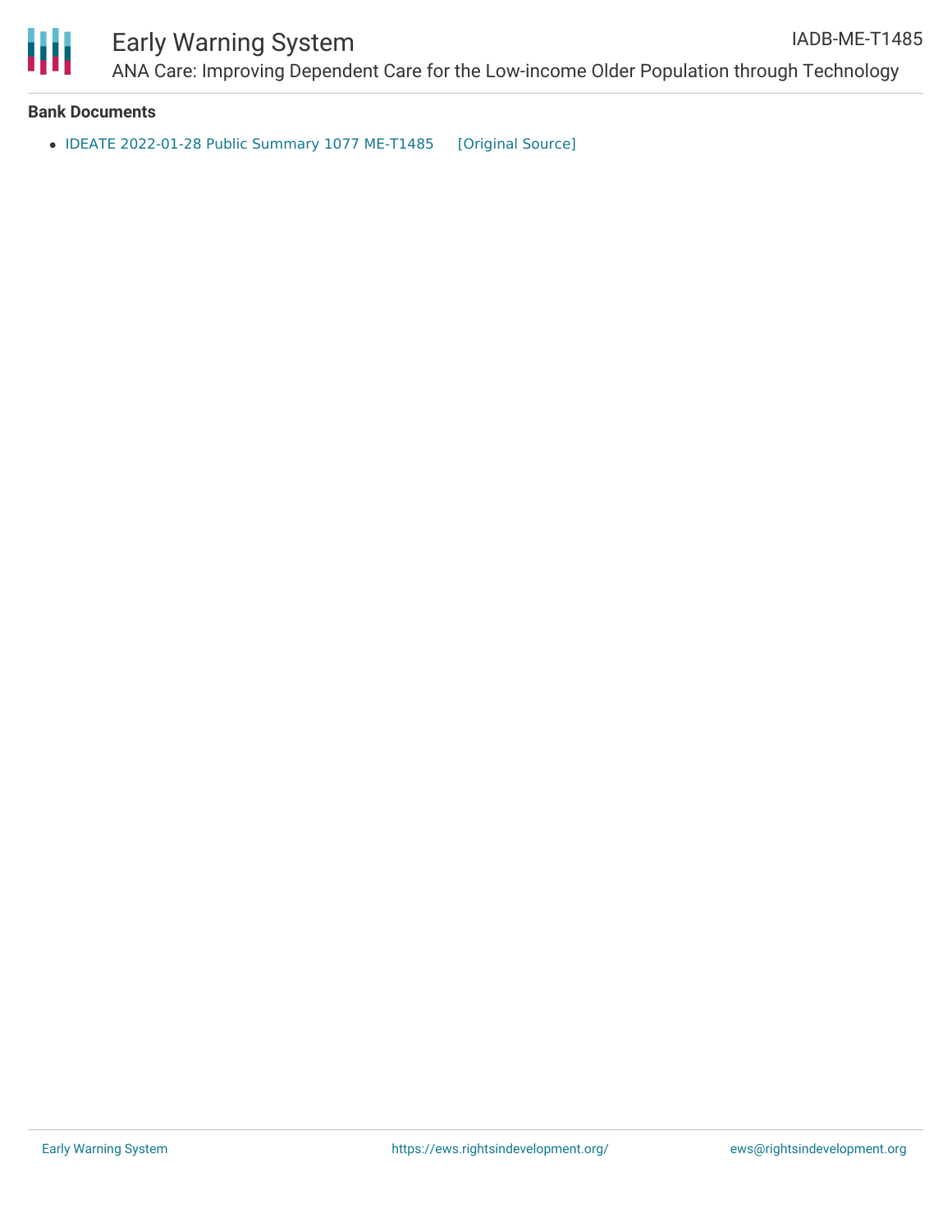**Bank Documents**

- IDEATE 2022-01-28 Public Summary 1077 ME-T1485 [Original Source]